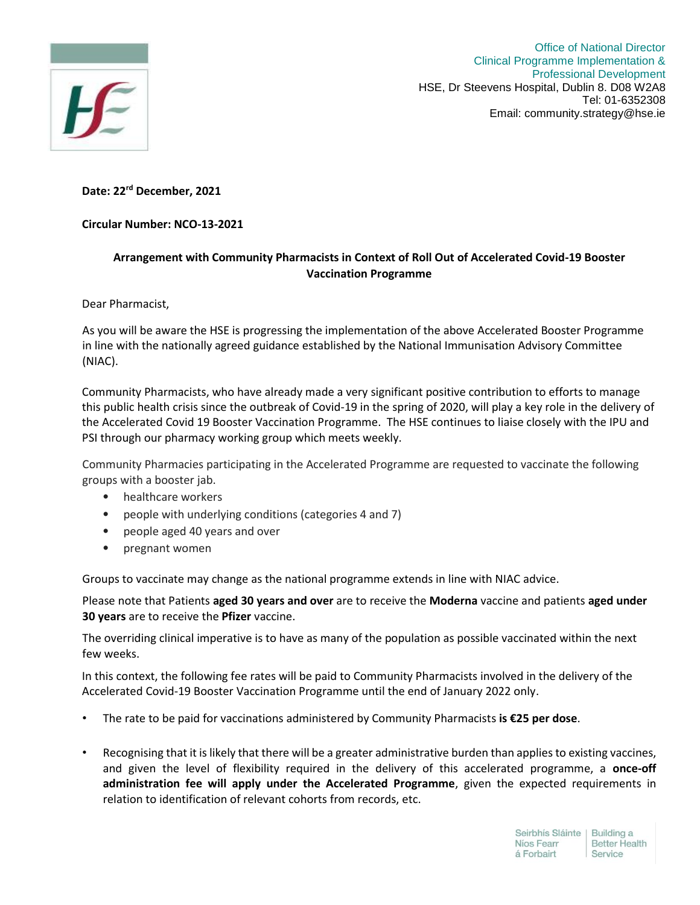Office of National Director
Clinical Programme Implementation &
Professional Development
HSE, Dr Steevens Hospital, Dublin 8. D08 W2A8
Tel: 01-6352308
Email: community.strategy@hse.ie

**Date: 22rd December, 2021**

**Circular Number: NCO-13-2021**

**Arrangement with Community Pharmacists in Context of Roll Out of Accelerated Covid-19 Booster Vaccination Programme**

Dear Pharmacist,

As you will be aware the HSE is progressing the implementation of the above Accelerated Booster Programme in line with the nationally agreed guidance established by the National Immunisation Advisory Committee (NIAC).

Community Pharmacists, who have already made a very significant positive contribution to efforts to manage this public health crisis since the outbreak of Covid-19 in the spring of 2020, will play a key role in the delivery of the Accelerated Covid 19 Booster Vaccination Programme. The HSE continues to liaise closely with the IPU and PSI through our pharmacy working group which meets weekly.

Community Pharmacies participating in the Accelerated Programme are requested to vaccinate the following groups with a booster jab.

- healthcare workers
- people with underlying conditions (categories 4 and 7)
- people aged 40 years and over
- pregnant women

Groups to vaccinate may change as the national programme extends in line with NIAC advice.

Please note that Patients **aged 30 years and over** are to receive the **Moderna** vaccine and patients **aged under 30 years** are to receive the **Pfizer** vaccine.

The overriding clinical imperative is to have as many of the population as possible vaccinated within the next few weeks.

In this context, the following fee rates will be paid to Community Pharmacists involved in the delivery of the Accelerated Covid-19 Booster Vaccination Programme until the end of January 2022 only.

- The rate to be paid for vaccinations administered by Community Pharmacists **is €25 per dose**.

- Recognising that it is likely that there will be a greater administrative burden than applies to existing vaccines, and given the level of flexibility required in the delivery of this accelerated programme, a **once-off administration fee will apply under the Accelerated Programme**, given the expected requirements in relation to identification of relevant cohorts from records, etc.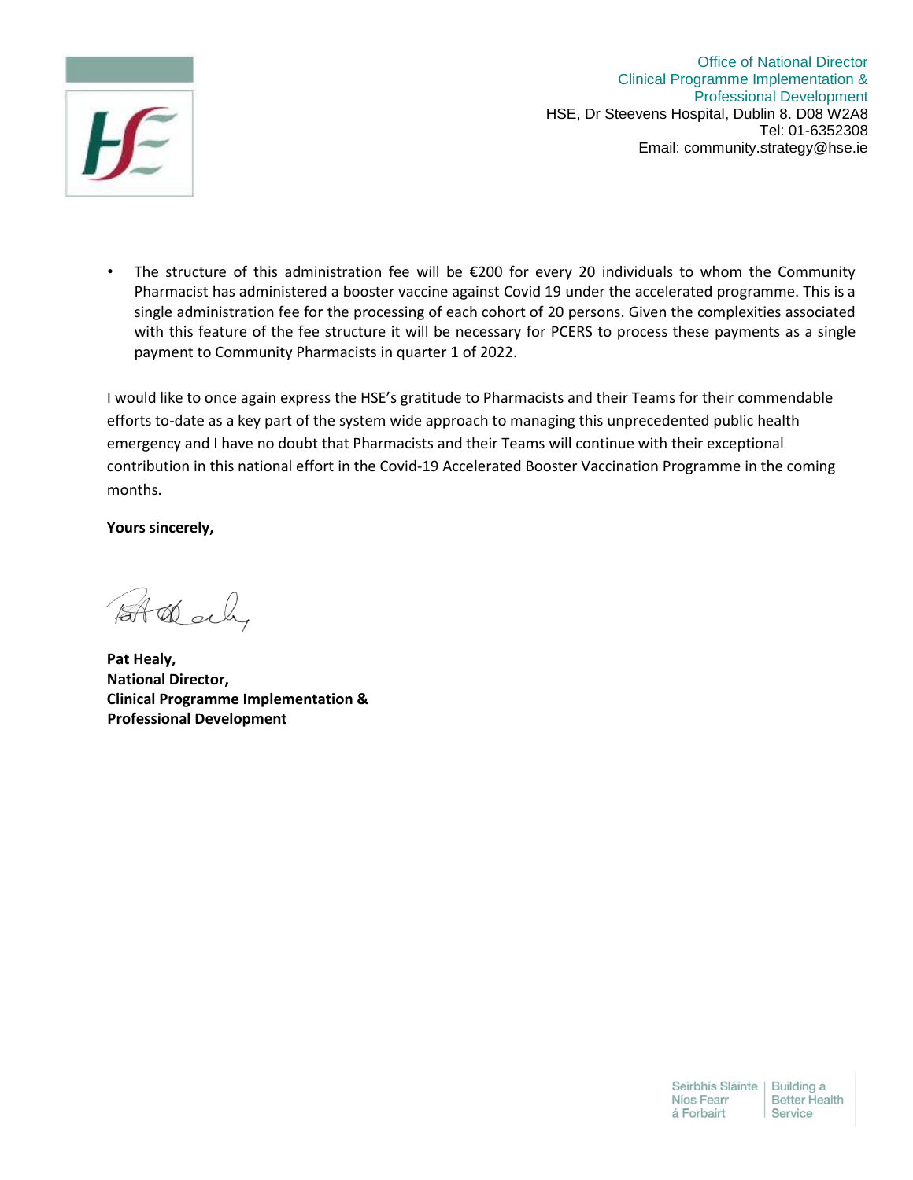Office of National Director
Clinical Programme Implementation &
Professional Development
HSE, Dr Steevens Hospital, Dublin 8. D08 W2A8
Tel: 01-6352308
Email: community.strategy@hse.ie

- The structure of this administration fee will be €200 for every 20 individuals to whom the Community Pharmacist has administered a booster vaccine against Covid 19 under the accelerated programme. This is a single administration fee for the processing of each cohort of 20 persons. Given the complexities associated with this feature of the fee structure it will be necessary for PCERS to process these payments as a single payment to Community Pharmacists in quarter 1 of 2022.

I would like to once again express the HSE's gratitude to Pharmacists and their Teams for their commendable efforts to-date as a key part of the system wide approach to managing this unprecedented public health emergency and I have no doubt that Pharmacists and their Teams will continue with their exceptional contribution in this national effort in the Covid-19 Accelerated Booster Vaccination Programme in the coming months.

**Yours sincerely,**

**Pat Healy,**
**National Director,**
**Clinical Programme Implementation &**
**Professional Development**

Seirbhís Sláinte Níos Fearr á Forbairt | Building a Better Health Service